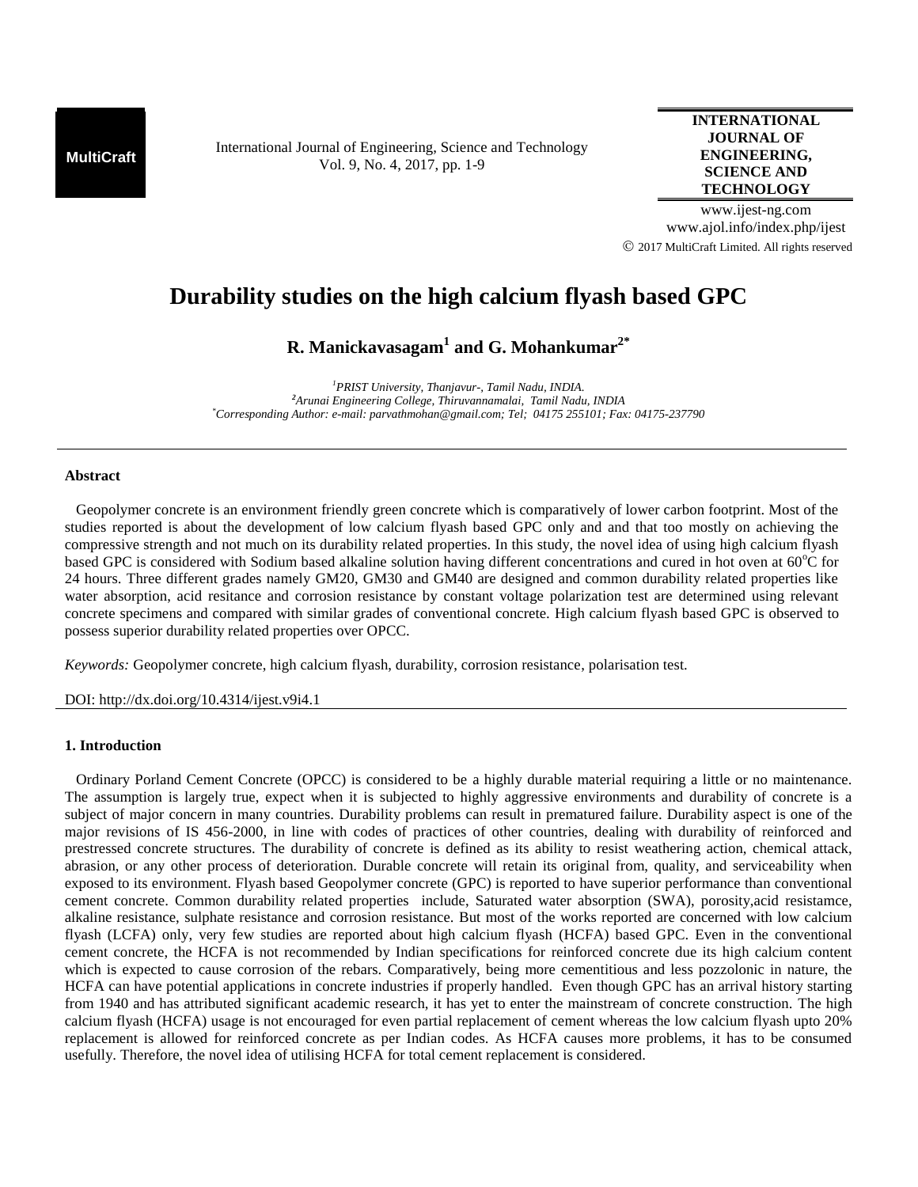# Durability studies on the high calcium flyash based GPC

**R. Manickavasagam[1] and G. Mohankumar[2*]**

*[1]PRIST University, Thanjavur-, Tamil Nadu, INDIA.*
*[2]Arunai Engineering College, Thiruvannamalai, Tamil Nadu, INDIA*
*[*]Corresponding Author: e-mail: parvathmohan@gmail.com; Tel; 04175 255101; Fax: 04175-237790*

---

### Abstract

Geopolymer concrete is an environment friendly green concrete which is comparatively of lower carbon footprint. Most of the studies reported is about the development of low calcium flyash based GPC only and and that too mostly on achieving the compressive strength and not much on its durability related properties. In this study, the novel idea of using high calcium flyash based GPC is considered with Sodium based alkaline solution having different concentrations and cured in hot oven at 60$^{o}$C for 24 hours. Three different grades namely GM20, GM30 and GM40 are designed and common durability related properties like water absorption, acid resitance and corrosion resistance by constant voltage polarization test are determined using relevant concrete specimens and compared with similar grades of conventional concrete. High calcium flyash based GPC is observed to possess superior durability related properties over OPCC.

*Keywords:* Geopolymer concrete, high calcium flyash, durability, corrosion resistance, polarisation test.

DOI: http://dx.doi.org/10.4314/ijest.v9i4.1

---

## 1. Introduction

Ordinary Porland Cement Concrete (OPCC) is considered to be a highly durable material requiring a little or no maintenance. The assumption is largely true, expect when it is subjected to highly aggressive environments and durability of concrete is a subject of major concern in many countries. Durability problems can result in prematured failure. Durability aspect is one of the major revisions of IS 456-2000, in line with codes of practices of other countries, dealing with durability of reinforced and prestressed concrete structures. The durability of concrete is defined as its ability to resist weathering action, chemical attack, abrasion, or any other process of deterioration. Durable concrete will retain its original from, quality, and serviceability when exposed to its environment. Flyash based Geopolymer concrete (GPC) is reported to have superior performance than conventional cement concrete. Common durability related properties include, Saturated water absorption (SWA), porosity,acid resistamce, alkaline resistance, sulphate resistance and corrosion resistance. But most of the works reported are concerned with low calcium flyash (LCFA) only, very few studies are reported about high calcium flyash (HCFA) based GPC. Even in the conventional cement concrete, the HCFA is not recommended by Indian specifications for reinforced concrete due its high calcium content which is expected to cause corrosion of the rebars. Comparatively, being more cementitious and less pozzolonic in nature, the HCFA can have potential applications in concrete industries if properly handled. Even though GPC has an arrival history starting from 1940 and has attributed significant academic research, it has yet to enter the mainstream of concrete construction. The high calcium flyash (HCFA) usage is not encouraged for even partial replacement of cement whereas the low calcium flyash upto 20% replacement is allowed for reinforced concrete as per Indian codes. As HCFA causes more problems, it has to be consumed usefully. Therefore, the novel idea of utilising HCFA for total cement replacement is considered.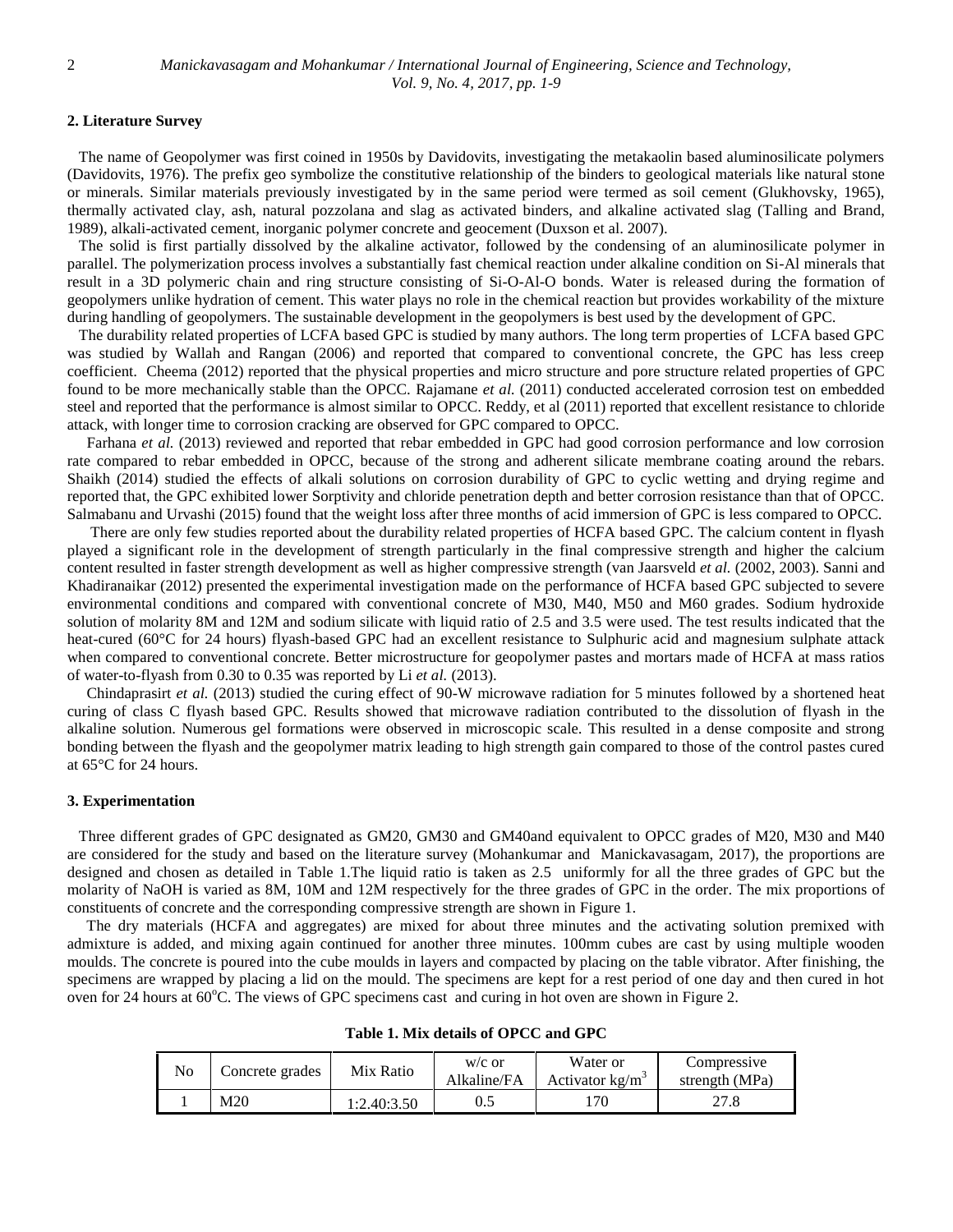## 2. Literature Survey

The name of Geopolymer was first coined in 1950s by Davidovits, investigating the metakaolin based aluminosilicate polymers (Davidovits, 1976). The prefix geo symbolize the constitutive relationship of the binders to geological materials like natural stone or minerals. Similar materials previously investigated by in the same period were termed as soil cement (Glukhovsky, 1965), thermally activated clay, ash, natural pozzolana and slag as activated binders, and alkaline activated slag (Talling and Brand, 1989), alkali-activated cement, inorganic polymer concrete and geocement (Duxson et al. 2007).

The solid is first partially dissolved by the alkaline activator, followed by the condensing of an aluminosilicate polymer in parallel. The polymerization process involves a substantially fast chemical reaction under alkaline condition on Si-Al minerals that result in a 3D polymeric chain and ring structure consisting of Si-O-Al-O bonds. Water is released during the formation of geopolymers unlike hydration of cement. This water plays no role in the chemical reaction but provides workability of the mixture during handling of geopolymers. The sustainable development in the geopolymers is best used by the development of GPC.

The durability related properties of LCFA based GPC is studied by many authors. The long term properties of LCFA based GPC was studied by Wallah and Rangan (2006) and reported that compared to conventional concrete, the GPC has less creep coefficient. Cheema (2012) reported that the physical properties and micro structure and pore structure related properties of GPC found to be more mechanically stable than the OPCC. Rajamane *et al.* (2011) conducted accelerated corrosion test on embedded steel and reported that the performance is almost similar to OPCC. Reddy, et al (2011) reported that excellent resistance to chloride attack, with longer time to corrosion cracking are observed for GPC compared to OPCC.

Farhana *et al.* (2013) reviewed and reported that rebar embedded in GPC had good corrosion performance and low corrosion rate compared to rebar embedded in OPCC, because of the strong and adherent silicate membrane coating around the rebars. Shaikh (2014) studied the effects of alkali solutions on corrosion durability of GPC to cyclic wetting and drying regime and reported that, the GPC exhibited lower Sorptivity and chloride penetration depth and better corrosion resistance than that of OPCC. Salmabanu and Urvashi (2015) found that the weight loss after three months of acid immersion of GPC is less compared to OPCC.

There are only few studies reported about the durability related properties of HCFA based GPC. The calcium content in flyash played a significant role in the development of strength particularly in the final compressive strength and higher the calcium content resulted in faster strength development as well as higher compressive strength (van Jaarsveld *et al.* (2002, 2003). Sanni and Khadiranaikar (2012) presented the experimental investigation made on the performance of HCFA based GPC subjected to severe environmental conditions and compared with conventional concrete of M30, M40, M50 and M60 grades. Sodium hydroxide solution of molarity 8M and 12M and sodium silicate with liquid ratio of 2.5 and 3.5 were used. The test results indicated that the heat-cured (60°C for 24 hours) flyash-based GPC had an excellent resistance to Sulphuric acid and magnesium sulphate attack when compared to conventional concrete. Better microstructure for geopolymer pastes and mortars made of HCFA at mass ratios of water-to-flyash from 0.30 to 0.35 was reported by Li *et al.* (2013).

Chindaprasirt *et al.* (2013) studied the curing effect of 90-W microwave radiation for 5 minutes followed by a shortened heat curing of class C flyash based GPC. Results showed that microwave radiation contributed to the dissolution of flyash in the alkaline solution. Numerous gel formations were observed in microscopic scale. This resulted in a dense composite and strong bonding between the flyash and the geopolymer matrix leading to high strength gain compared to those of the control pastes cured at 65°C for 24 hours.

## 3. Experimentation

Three different grades of GPC designated as GM20, GM30 and GM40and equivalent to OPCC grades of M20, M30 and M40 are considered for the study and based on the literature survey (Mohankumar and Manickavasagam, 2017), the proportions are designed and chosen as detailed in Table 1.The liquid ratio is taken as 2.5 uniformly for all the three grades of GPC but the molarity of NaOH is varied as 8M, 10M and 12M respectively for the three grades of GPC in the order. The mix proportions of constituents of concrete and the corresponding compressive strength are shown in Figure 1.

The dry materials (HCFA and aggregates) are mixed for about three minutes and the activating solution premixed with admixture is added, and mixing again continued for another three minutes. 100mm cubes are cast by using multiple wooden moulds. The concrete is poured into the cube moulds in layers and compacted by placing on the table vibrator. After finishing, the specimens are wrapped by placing a lid on the mould. The specimens are kept for a rest period of one day and then cured in hot oven for 24 hours at 60°C. The views of GPC specimens cast and curing in hot oven are shown in Figure 2.

**Table 1. Mix details of OPCC and GPC**

| No | Concrete grades | Mix Ratio | w/c or Alkaline/FA | Water or Activator $kg/m^3$ | Compressive strength (MPa) |
|---|---|---|---|---|---|
| 1 | M20 | 1:2.40:3.50 | 0.5 | 170 | 27.8 |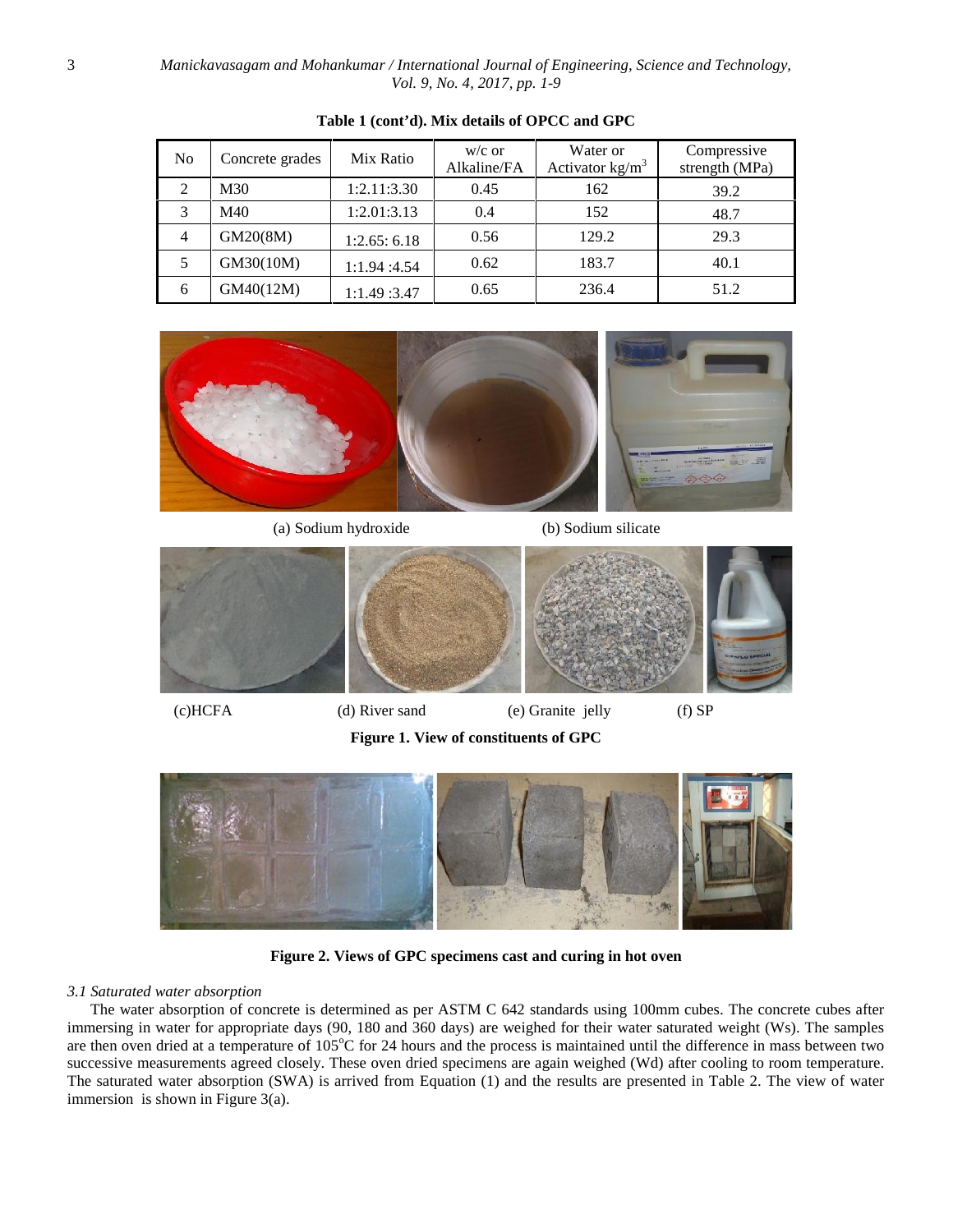**Table 1 (cont'd). Mix details of OPCC and GPC**

| No | Concrete grades | Mix Ratio | w/c or Alkaline/FA | Water or Activator kg/m$^3$ | Compressive strength (MPa) |
|---|---|---|---|---|---|
| 2 | M30 | 1:2.11:3.30 | 0.45 | 162 | 39.2 |
| 3 | M40 | 1:2.01:3.13 | 0.4 | 152 | 48.7 |
| 4 | GM20(8M) | 1:2.65: 6.18 | 0.56 | 129.2 | 29.3 |
| 5 | GM30(10M) | 1:1.94 :4.54 | 0.62 | 183.7 | 40.1 |
| 6 | GM40(12M) | 1:1.49 :3.47 | 0.65 | 236.4 | 51.2 |

(a) Sodium hydroxide (b) Sodium silicate

(c)HCFA (d) River sand (e) Granite jelly (f) SP

**Figure 1. View of constituents of GPC**

**Figure 2. Views of GPC specimens cast and curing in hot oven**

*3.1 Saturated water absorption*

The water absorption of concrete is determined as per ASTM C 642 standards using 100mm cubes. The concrete cubes after immersing in water for appropriate days (90, 180 and 360 days) are weighed for their water saturated weight (Ws). The samples are then oven dried at a temperature of 105$^{\circ}$C for 24 hours and the process is maintained until the difference in mass between two successive measurements agreed closely. These oven dried specimens are again weighed (Wd) after cooling to room temperature. The saturated water absorption (SWA) is arrived from Equation (1) and the results are presented in Table 2. The view of water immersion is shown in Figure 3(a).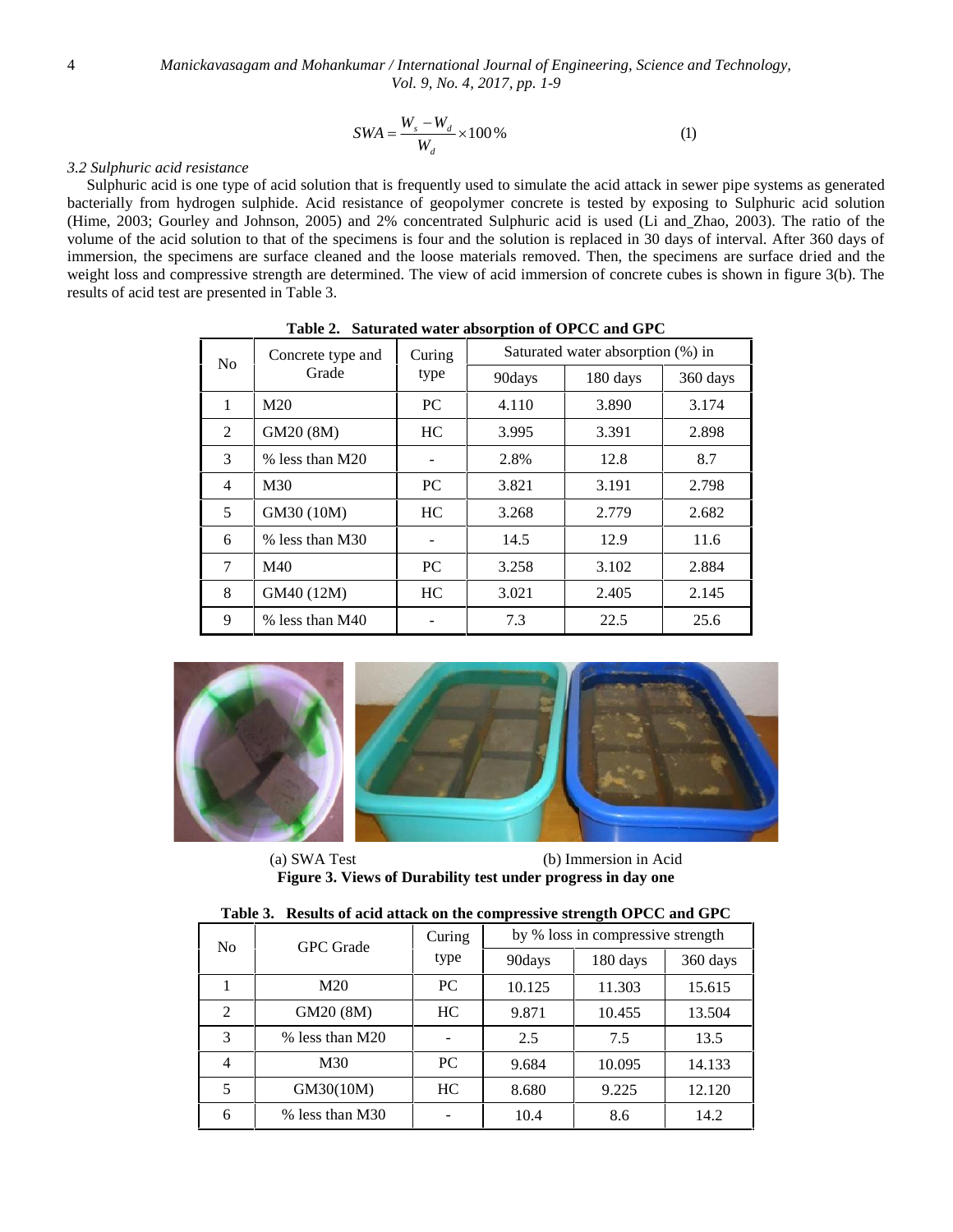$$SWA = \frac{W_s - W_d}{W_d} \times 100\% \qquad (1)$$

*3.2 Sulphuric acid resistance*

Sulphuric acid is one type of acid solution that is frequently used to simulate the acid attack in sewer pipe systems as generated bacterially from hydrogen sulphide. Acid resistance of geopolymer concrete is tested by exposing to Sulphuric acid solution (Hime, 2003; Gourley and Johnson, 2005) and 2% concentrated Sulphuric acid is used (Li and_Zhao, 2003). The ratio of the volume of the acid solution to that of the specimens is four and the solution is replaced in 30 days of interval. After 360 days of immersion, the specimens are surface cleaned and the loose materials removed. Then, the specimens are surface dried and the weight loss and compressive strength are determined. The view of acid immersion of concrete cubes is shown in figure 3(b). The results of acid test are presented in Table 3.

**Table 2. Saturated water absorption of OPCC and GPC**

| No | Concrete type and Grade | Curing type | Saturated water absorption (%) in | | |
|---|---|---|---|---|---|
| | | | 90days | 180 days | 360 days |
| 1 | M20 | PC | 4.110 | 3.890 | 3.174 |
| 2 | GM20 (8M) | HC | 3.995 | 3.391 | 2.898 |
| 3 | % less than M20 | - | 2.8% | 12.8 | 8.7 |
| 4 | M30 | PC | 3.821 | 3.191 | 2.798 |
| 5 | GM30 (10M) | HC | 3.268 | 2.779 | 2.682 |
| 6 | % less than M30 | - | 14.5 | 12.9 | 11.6 |
| 7 | M40 | PC | 3.258 | 3.102 | 2.884 |
| 8 | GM40 (12M) | HC | 3.021 | 2.405 | 2.145 |
| 9 | % less than M40 | - | 7.3 | 22.5 | 25.6 |

(a) SWA Test (b) Immersion in Acid

**Figure 3. Views of Durability test under progress in day one**

**Table 3. Results of acid attack on the compressive strength OPCC and GPC**

| No | GPC Grade | Curing type | by % loss in compressive strength | | |
|---|---|---|---|---|---|
| | | | 90days | 180 days | 360 days |
| 1 | M20 | PC | 10.125 | 11.303 | 15.615 |
| 2 | GM20 (8M) | HC | 9.871 | 10.455 | 13.504 |
| 3 | % less than M20 | - | 2.5 | 7.5 | 13.5 |
| 4 | M30 | PC | 9.684 | 10.095 | 14.133 |
| 5 | GM30(10M) | HC | 8.680 | 9.225 | 12.120 |
| 6 | % less than M30 | - | 10.4 | 8.6 | 14.2 |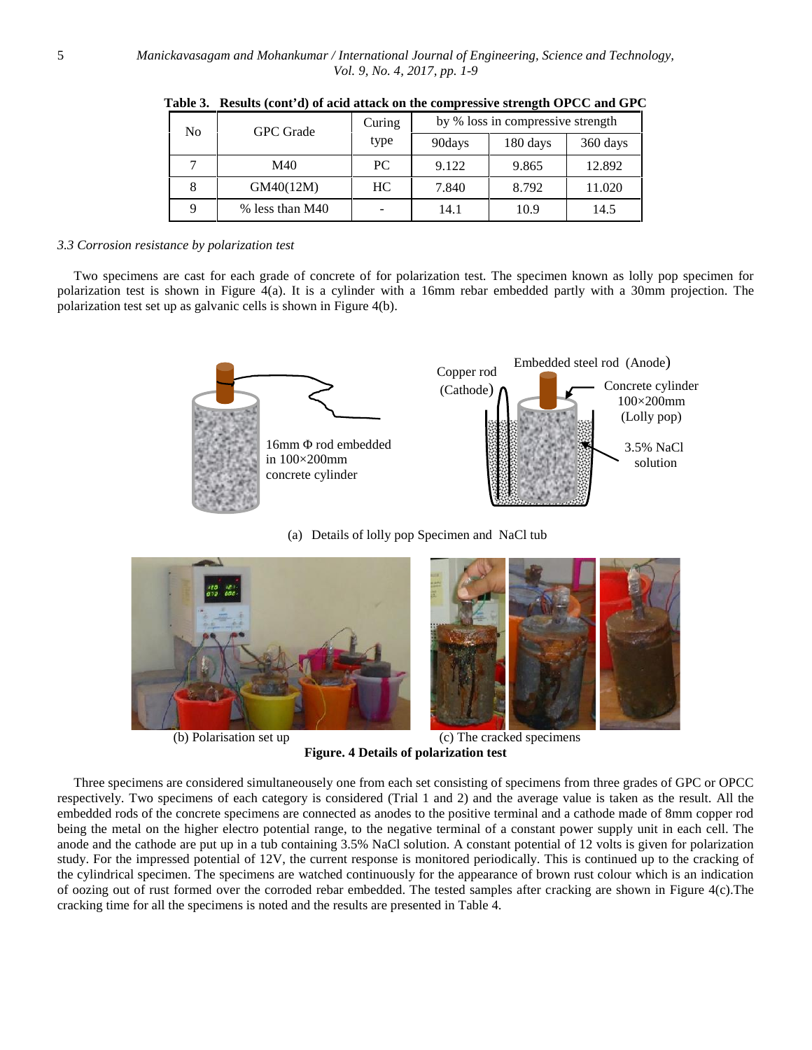**Table 3. Results (cont'd) of acid attack on the compressive strength OPCC and GPC**

| No | GPC Grade | Curing type | by % loss in compressive strength | | |
|---|---|---|---|---|---|
| | | | 90days | 180 days | 360 days |
| 7 | M40 | PC | 9.122 | 9.865 | 12.892 |
| 8 | GM40(12M) | HC | 7.840 | 8.792 | 11.020 |
| 9 | % less than M40 | - | 14.1 | 10.9 | 14.5 |

*3.3 Corrosion resistance by polarization test*

Two specimens are cast for each grade of concrete of for polarization test. The specimen known as lolly pop specimen for polarization test is shown in Figure 4(a). It is a cylinder with a 16mm rebar embedded partly with a 30mm projection. The polarization test set up as galvanic cells is shown in Figure 4(b).

(a) Details of lolly pop Specimen and NaCl tub

(b) Polarisation set up (c) The cracked specimens

**Figure. 4 Details of polarization test**

Three specimens are considered simultaneously one from each set consisting of specimens from three grades of GPC or OPCC respectively. Two specimens of each category is considered (Trial 1 and 2) and the average value is taken as the result. All the embedded rods of the concrete specimens are connected as anodes to the positive terminal and a cathode made of 8mm copper rod being the metal on the higher electro potential range, to the negative terminal of a constant power supply unit in each cell. The anode and the cathode are put up in a tub containing 3.5% NaCl solution. A constant potential of 12 volts is given for polarization study. For the impressed potential of 12V, the current response is monitored periodically. This is continued up to the cracking of the cylindrical specimen. The specimens are watched continuously for the appearance of brown rust colour which is an indication of oozing out of rust formed over the corroded rebar embedded. The tested samples after cracking are shown in Figure 4(c).The cracking time for all the specimens is noted and the results are presented in Table 4.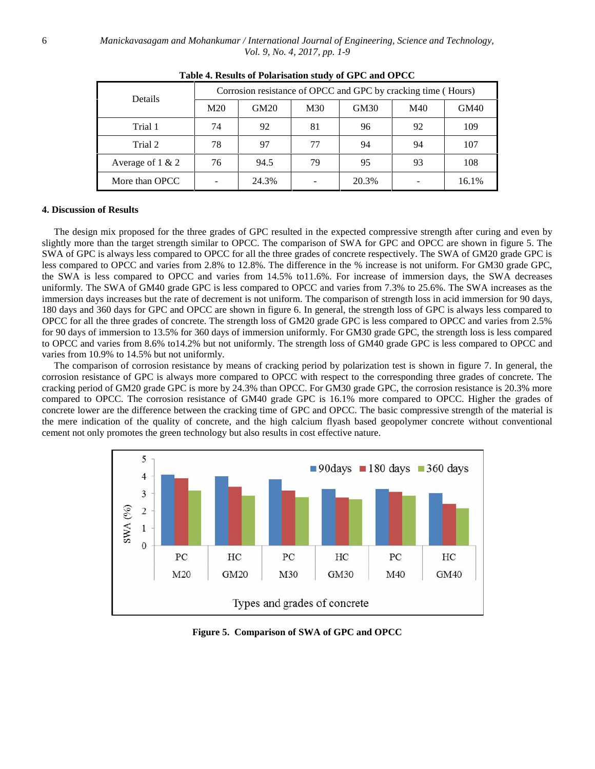**Table 4. Results of Polarisation study of GPC and OPCC**

| Details | Corrosion resistance of OPCC and GPC by cracking time ( Hours) | | | | | |
|---|---|---|---|---|---|---|
| | M20 | GM20 | M30 | GM30 | M40 | GM40 |
| Trial 1 | 74 | 92 | 81 | 96 | 92 | 109 |
| Trial 2 | 78 | 97 | 77 | 94 | 94 | 107 |
| Average of 1 & 2 | 76 | 94.5 | 79 | 95 | 93 | 108 |
| More than OPCC | - | 24.3% | - | 20.3% | - | 16.1% |

### 4. Discussion of Results

The design mix proposed for the three grades of GPC resulted in the expected compressive strength after curing and even by slightly more than the target strength similar to OPCC. The comparison of SWA for GPC and OPCC are shown in figure 5. The SWA of GPC is always less compared to OPCC for all the three grades of concrete respectively. The SWA of GM20 grade GPC is less compared to OPCC and varies from 2.8% to 12.8%. The difference in the % increase is not uniform. For GM30 grade GPC, the SWA is less compared to OPCC and varies from 14.5% to11.6%. For increase of immersion days, the SWA decreases uniformly. The SWA of GM40 grade GPC is less compared to OPCC and varies from 7.3% to 25.6%. The SWA increases as the immersion days increases but the rate of decrement is not uniform. The comparison of strength loss in acid immersion for 90 days, 180 days and 360 days for GPC and OPCC are shown in figure 6. In general, the strength loss of GPC is always less compared to OPCC for all the three grades of concrete. The strength loss of GM20 grade GPC is less compared to OPCC and varies from 2.5% for 90 days of immersion to 13.5% for 360 days of immersion uniformly. For GM30 grade GPC, the strength loss is less compared to OPCC and varies from 8.6% to14.2% but not uniformly. The strength loss of GM40 grade GPC is less compared to OPCC and varies from 10.9% to 14.5% but not uniformly.

The comparison of corrosion resistance by means of cracking period by polarization test is shown in figure 7. In general, the corrosion resistance of GPC is always more compared to OPCC with respect to the corresponding three grades of concrete. The cracking period of GM20 grade GPC is more by 24.3% than OPCC. For GM30 grade GPC, the corrosion resistance is 20.3% more compared to OPCC. The corrosion resistance of GM40 grade GPC is 16.1% more compared to OPCC. Higher the grades of concrete lower are the difference between the cracking time of GPC and OPCC. The basic compressive strength of the material is the mere indication of the quality of concrete, and the high calcium flyash based geopolymer concrete without conventional cement not only promotes the green technology but also results in cost effective nature.

**Figure 5. Comparison of SWA of GPC and OPCC**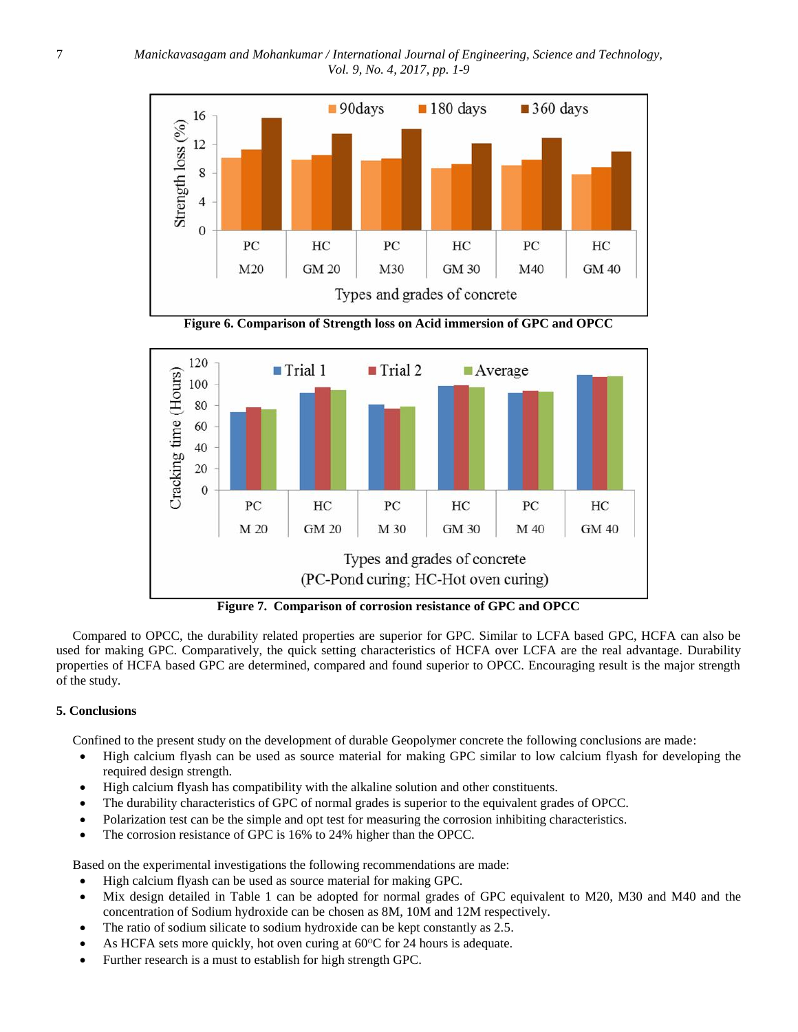Figure 6. Comparison of Strength loss on Acid immersion of GPC and OPCC

Figure 7. Comparison of corrosion resistance of GPC and OPCC

Compared to OPCC, the durability related properties are superior for GPC. Similar to LCFA based GPC, HCFA can also be used for making GPC. Comparatively, the quick setting characteristics of HCFA over LCFA are the real advantage. Durability properties of HCFA based GPC are determined, compared and found superior to OPCC. Encouraging result is the major strength of the study.

## 5. Conclusions

Confined to the present study on the development of durable Geopolymer concrete the following conclusions are made:

- High calcium flyash can be used as source material for making GPC similar to low calcium flyash for developing the required design strength.
- High calcium flyash has compatibility with the alkaline solution and other constituents.
- The durability characteristics of GPC of normal grades is superior to the equivalent grades of OPCC.
- Polarization test can be the simple and opt test for measuring the corrosion inhibiting characteristics.
- The corrosion resistance of GPC is 16% to 24% higher than the OPCC.

Based on the experimental investigations the following recommendations are made:

- High calcium flyash can be used as source material for making GPC.
- Mix design detailed in Table 1 can be adopted for normal grades of GPC equivalent to M20, M30 and M40 and the concentration of Sodium hydroxide can be chosen as 8M, 10M and 12M respectively.
- The ratio of sodium silicate to sodium hydroxide can be kept constantly as 2.5.
- As HCFA sets more quickly, hot oven curing at 60°C for 24 hours is adequate.
- Further research is a must to establish for high strength GPC.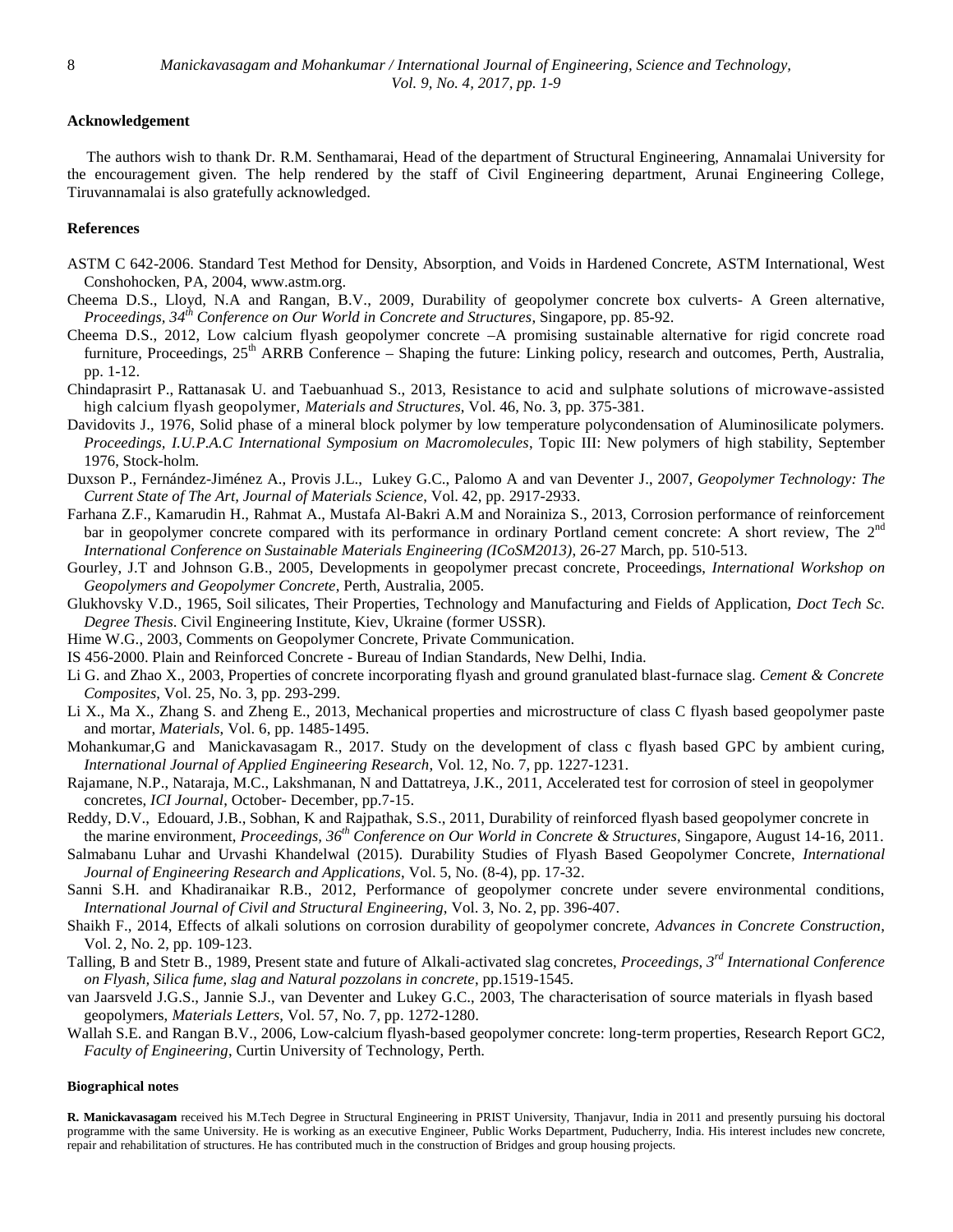## Acknowledgement

The authors wish to thank Dr. R.M. Senthamarai, Head of the department of Structural Engineering, Annamalai University for the encouragement given. The help rendered by the staff of Civil Engineering department, Arunai Engineering College, Tiruvannamalai is also gratefully acknowledged.

## References

ASTM C 642-2006. Standard Test Method for Density, Absorption, and Voids in Hardened Concrete, ASTM International, West Conshohocken, PA, 2004, www.astm.org.

Cheema D.S., Lloyd, N.A and Rangan, B.V., 2009, Durability of geopolymer concrete box culverts- A Green alternative, *Proceedings, 34th Conference on Our World in Concrete and Structures*, Singapore, pp. 85-92.

Cheema D.S., 2012, Low calcium flyash geopolymer concrete –A promising sustainable alternative for rigid concrete road furniture, Proceedings, 25th ARRB Conference – Shaping the future: Linking policy, research and outcomes, Perth, Australia, pp. 1-12.

Chindaprasirt P., Rattanasak U. and Taebuanhuad S., 2013, Resistance to acid and sulphate solutions of microwave-assisted high calcium flyash geopolymer, *Materials and Structures*, Vol. 46, No. 3, pp. 375-381.

Davidovits J., 1976, Solid phase of a mineral block polymer by low temperature polycondensation of Aluminosilicate polymers. *Proceedings, I.U.P.A.C International Symposium on Macromolecules*, Topic III: New polymers of high stability, September 1976, Stock-holm.

Duxson P., Fernández-Jiménez A., Provis J.L., Lukey G.C., Palomo A and van Deventer J., 2007, *Geopolymer Technology: The Current State of The Art, Journal of Materials Science*, Vol. 42, pp. 2917-2933.

Farhana Z.F., Kamarudin H., Rahmat A., Mustafa Al-Bakri A.M and Noraini​za S., 2013, Corrosion performance of reinforcement bar in geopolymer concrete compared with its performance in ordinary Portland cement concrete: A short review, The 2nd *International Conference on Sustainable Materials Engineering (ICoSM2013)*, 26-27 March, pp. 510-513.

Gourley, J.T and Johnson G.B., 2005, Developments in geopolymer precast concrete, Proceedings, *International Workshop on Geopolymers and Geopolymer Concrete*, Perth, Australia, 2005.

Glukhovsky V.D., 1965, Soil silicates, Their Properties, Technology and Manufacturing and Fields of Application, *Doct Tech Sc. Degree Thesis*. Civil Engineering Institute, Kiev, Ukraine (former USSR).

Hime W.G., 2003, Comments on Geopolymer Concrete, Private Communication.

IS 456-2000. Plain and Reinforced Concrete - Bureau of Indian Standards, New Delhi, India.

Li G. and Zhao X., 2003, Properties of concrete incorporating flyash and ground granulated blast-furnace slag. *Cement & Concrete Composites*, Vol. 25, No. 3, pp. 293-299.

Li X., Ma X., Zhang S. and Zheng E., 2013, Mechanical properties and microstructure of class C flyash based geopolymer paste and mortar, *Materials*, Vol. 6, pp. 1485-1495.

Mohankumar,G and Manickavasagam R., 2017. Study on the development of class c flyash based GPC by ambient curing, *International Journal of Applied Engineering Research*, Vol. 12, No. 7, pp. 1227-1231.

Rajamane, N.P., Nataraja, M.C., Lakshmanan, N and Dattatreya, J.K., 2011, Accelerated test for corrosion of steel in geopolymer concretes, *ICI Journal*, October- December, pp.7-15.

Reddy, D.V., Edouard, J.B., Sobhan, K and Rajpathak, S.S., 2011, Durability of reinforced flyash based geopolymer concrete in the marine environment, *Proceedings, 36th Conference on Our World in Concrete & Structures*, Singapore, August 14-16, 2011.

Salmabanu Luhar and Urvashi Khandelwal (2015). Durability Studies of Flyash Based Geopolymer Concrete, *International Journal of Engineering Research and Applications*, Vol. 5, No. (8-4), pp. 17-32.

Sanni S.H. and Khadiranaikar R.B., 2012, Performance of geopolymer concrete under severe environmental conditions, *International Journal of Civil and Structural Engineering*, Vol. 3, No. 2, pp. 396-407.

Shaikh F., 2014, Effects of alkali solutions on corrosion durability of geopolymer concrete, *Advances in Concrete Construction*, Vol. 2, No. 2, pp. 109-123.

Talling, B and Stetr B., 1989, Present state and future of Alkali-activated slag concretes, *Proceedings, 3rd International Conference on Flyash, Silica fume, slag and Natural pozzolans in concrete*, pp.1519-1545.

van Jaarsveld J.G.S., Jannie S.J., van Deventer and Lukey G.C., 2003, The characterisation of source materials in flyash based geopolymers, *Materials Letters*, Vol. 57, No. 7, pp. 1272-1280.

Wallah S.E. and Rangan B.V., 2006, Low-calcium flyash-based geopolymer concrete: long-term properties, Research Report GC2, *Faculty of Engineering*, Curtin University of Technology, Perth.

## Biographical notes

**R. Manickavasagam** received his M.Tech Degree in Structural Engineering in PRIST University, Thanjavur, India in 2011 and presently pursuing his doctoral programme with the same University. He is working as an executive Engineer, Public Works Department, Puducherry, India. His interest includes new concrete, repair and rehabilitation of structures. He has contributed much in the construction of Bridges and group housing projects.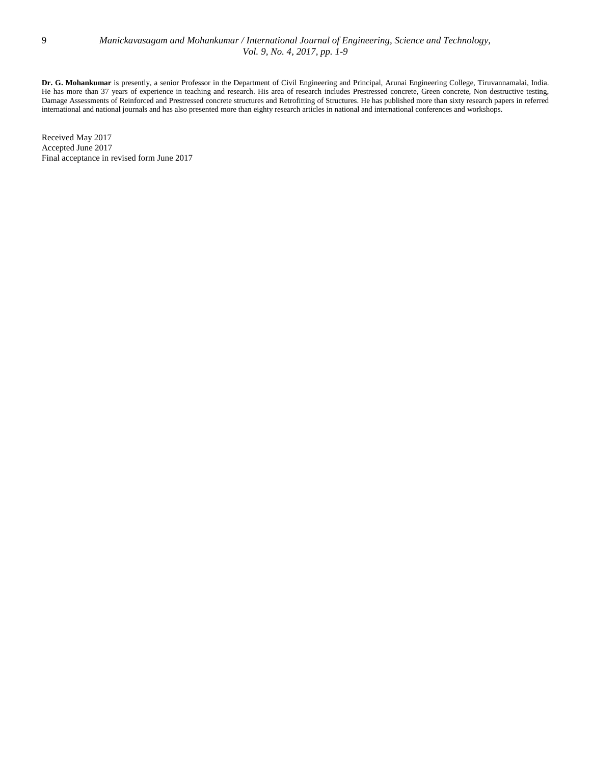**Dr. G. Mohankumar** is presently, a senior Professor in the Department of Civil Engineering and Principal, Arunai Engineering College, Tiruvannamalai, India. He has more than 37 years of experience in teaching and research. His area of research includes Prestressed concrete, Green concrete, Non destructive testing, Damage Assessments of Reinforced and Prestressed concrete structures and Retrofitting of Structures. He has published more than sixty research papers in referred international and national journals and has also presented more than eighty research articles in national and international conferences and workshops.

Received May 2017
Accepted June 2017
Final acceptance in revised form June 2017